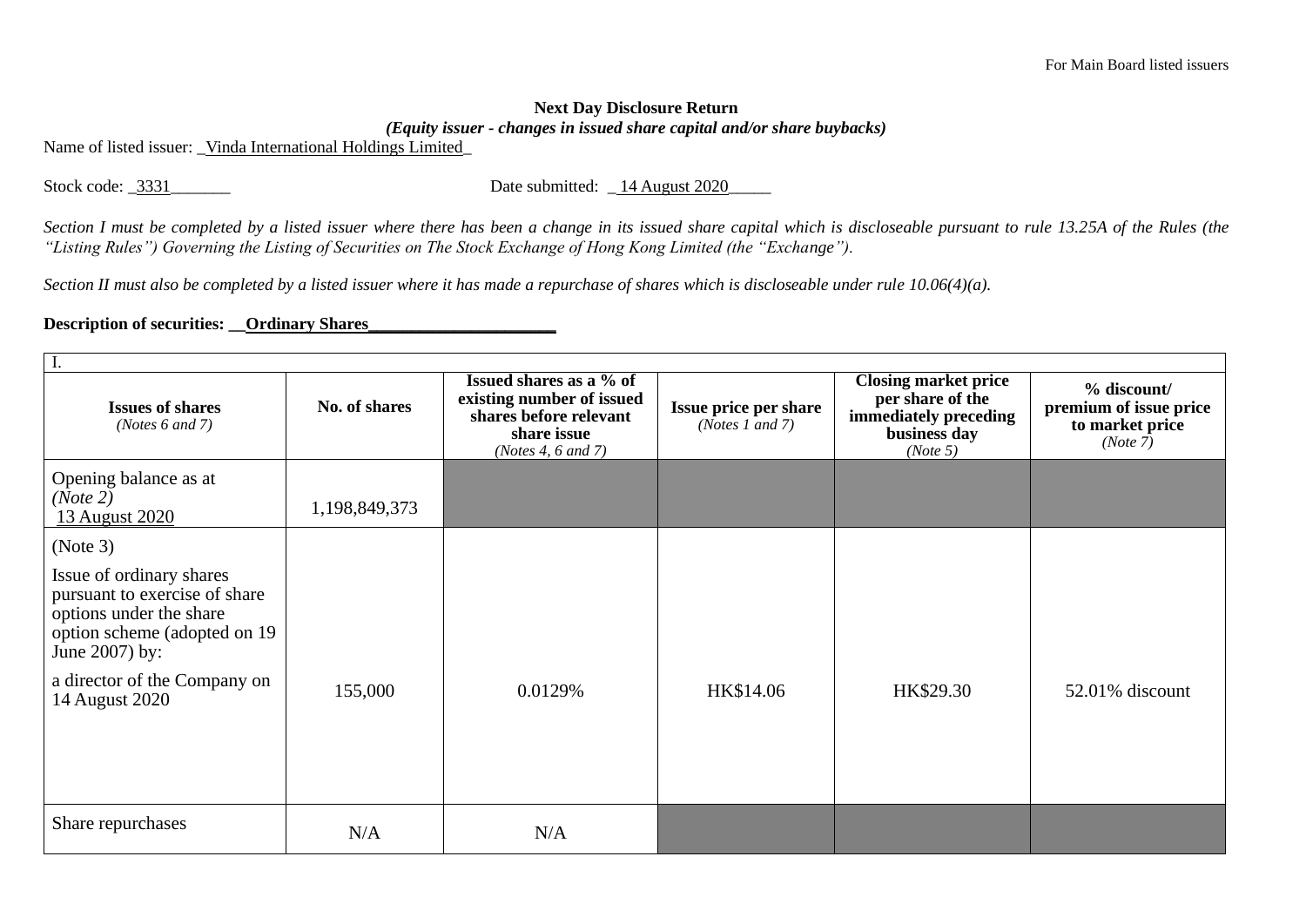For Main Board listed issuers

**Next Day Disclosure Return**

***(Equity issuer - changes in issued share capital and/or share buybacks)***

Name of listed issuer: _Vinda International Holdings Limited_

Stock code: _3331_______ Date submitted: _14 August 2020_____

*Section I must be completed by a listed issuer where there has been a change in its issued share capital which is discloseable pursuant to rule 13.25A of the Rules (the "Listing Rules") Governing the Listing of Securities on The Stock Exchange of Hong Kong Limited (the "Exchange").*

*Section II must also be completed by a listed issuer where it has made a repurchase of shares which is discloseable under rule 10.06(4)(a).*

**Description of securities: __Ordinary Shares______________________**

| I. | | | | | |
|---|---|---|---|---|---|
| **Issues of shares** *(Notes 6 and 7)* | **No. of shares** | **Issued shares as a % of existing number of issued shares before relevant share issue** *(Notes 4, 6 and 7)* | **Issue price per share** *(Notes 1 and 7)* | **Closing market price per share of the immediately preceding business day** *(Note 5)* | **% discount/ premium of issue price to market price** *(Note 7)* |
| Opening balance as at *(Note 2)* 13 August 2020 | 1,198,849,373 | | | | |
| (Note 3) Issue of ordinary shares pursuant to exercise of share options under the share option scheme (adopted on 19 June 2007) by: a director of the Company on 14 August 2020 | 155,000 | 0.0129% | HK$14.06 | HK$29.30 | 52.01% discount |
| Share repurchases | N/A | N/A | | | |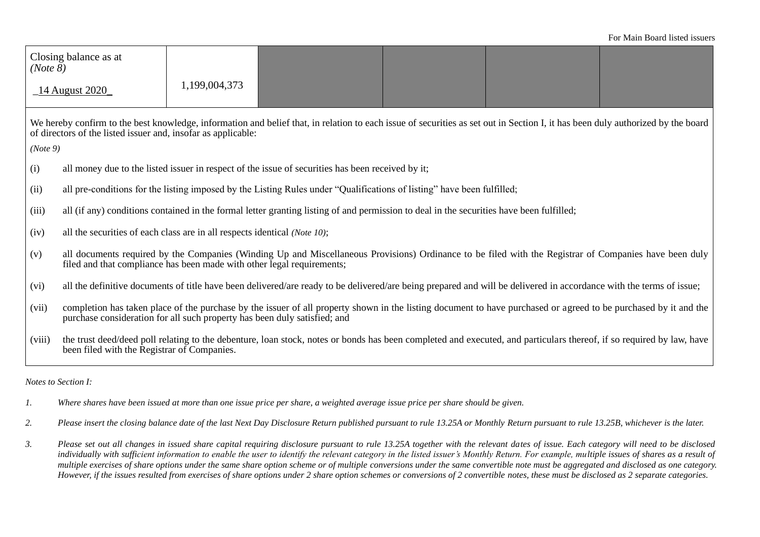For Main Board listed issuers

| Closing balance as at *(Note 8)* _14 August 2020_ | 1,199,004,373 | | | | |
|---|---|---|---|---|---|

We hereby confirm to the best knowledge, information and belief that, in relation to each issue of securities as set out in Section I, it has been duly authorized by the board of directors of the listed issuer and, insofar as applicable:

*(Note 9)*

(i) all money due to the listed issuer in respect of the issue of securities has been received by it;

(ii) all pre-conditions for the listing imposed by the Listing Rules under "Qualifications of listing" have been fulfilled;

(iii) all (if any) conditions contained in the formal letter granting listing of and permission to deal in the securities have been fulfilled;

(iv) all the securities of each class are in all respects identical *(Note 10)*;

(v) all documents required by the Companies (Winding Up and Miscellaneous Provisions) Ordinance to be filed with the Registrar of Companies have been duly filed and that compliance has been made with other legal requirements;

(vi) all the definitive documents of title have been delivered/are ready to be delivered/are being prepared and will be delivered in accordance with the terms of issue;

(vii) completion has taken place of the purchase by the issuer of all property shown in the listing document to have purchased or agreed to be purchased by it and the purchase consideration for all such property has been duly satisfied; and

(viii) the trust deed/deed poll relating to the debenture, loan stock, notes or bonds has been completed and executed, and particulars thereof, if so required by law, have been filed with the Registrar of Companies.

*Notes to Section I:*

1. *Where shares have been issued at more than one issue price per share, a weighted average issue price per share should be given.*

2. *Please insert the closing balance date of the last Next Day Disclosure Return published pursuant to rule 13.25A or Monthly Return pursuant to rule 13.25B, whichever is the later.*

3. *Please set out all changes in issued share capital requiring disclosure pursuant to rule 13.25A together with the relevant dates of issue. Each category will need to be disclosed individually with sufficient information to enable the user to identify the relevant category in the listed issuer's Monthly Return. For example, multiple issues of shares as a result of multiple exercises of share options under the same share option scheme or of multiple conversions under the same convertible note must be aggregated and disclosed as one category. However, if the issues resulted from exercises of share options under 2 share option schemes or conversions of 2 convertible notes, these must be disclosed as 2 separate categories.*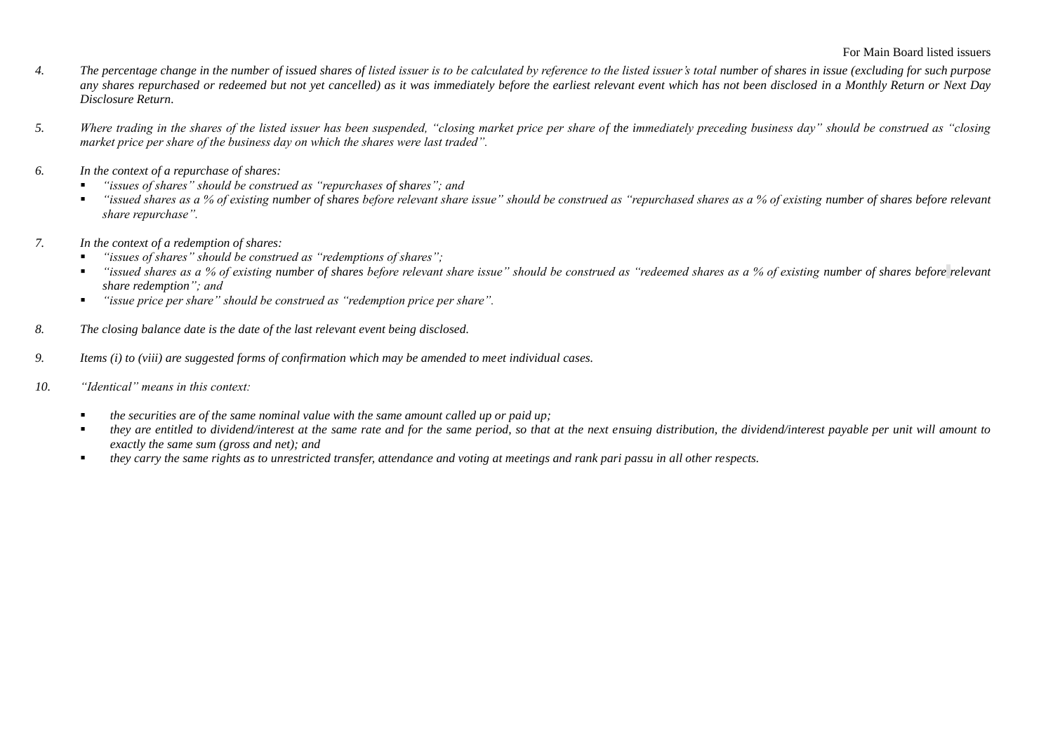4. *The percentage change in the number of issued shares of listed issuer is to be calculated by reference to the listed issuer's total number of shares in issue (excluding for such purpose any shares repurchased or redeemed but not yet cancelled) as it was immediately before the earliest relevant event which has not been disclosed in a Monthly Return or Next Day Disclosure Return.*

5. *Where trading in the shares of the listed issuer has been suspended, "closing market price per share of the immediately preceding business day" should be construed as "closing market price per share of the business day on which the shares were last traded".*

6. *In the context of a repurchase of shares:*
   - *"issues of shares" should be construed as "repurchases of shares"; and*
   - *"issued shares as a % of existing number of shares before relevant share issue" should be construed as "repurchased shares as a % of existing number of shares before relevant share repurchase".*

7. *In the context of a redemption of shares:*
   - *"issues of shares" should be construed as "redemptions of shares";*
   - *"issued shares as a % of existing number of shares before relevant share issue" should be construed as "redeemed shares as a % of existing number of shares before relevant share redemption"; and*
   - *"issue price per share" should be construed as "redemption price per share".*

8. *The closing balance date is the date of the last relevant event being disclosed.*

9. *Items (i) to (viii) are suggested forms of confirmation which may be amended to meet individual cases.*

10. *"Identical" means in this context:*

    - *the securities are of the same nominal value with the same amount called up or paid up;*
    - *they are entitled to dividend/interest at the same rate and for the same period, so that at the next ensuing distribution, the dividend/interest payable per unit will amount to exactly the same sum (gross and net); and*
    - *they carry the same rights as to unrestricted transfer, attendance and voting at meetings and rank pari passu in all other respects.*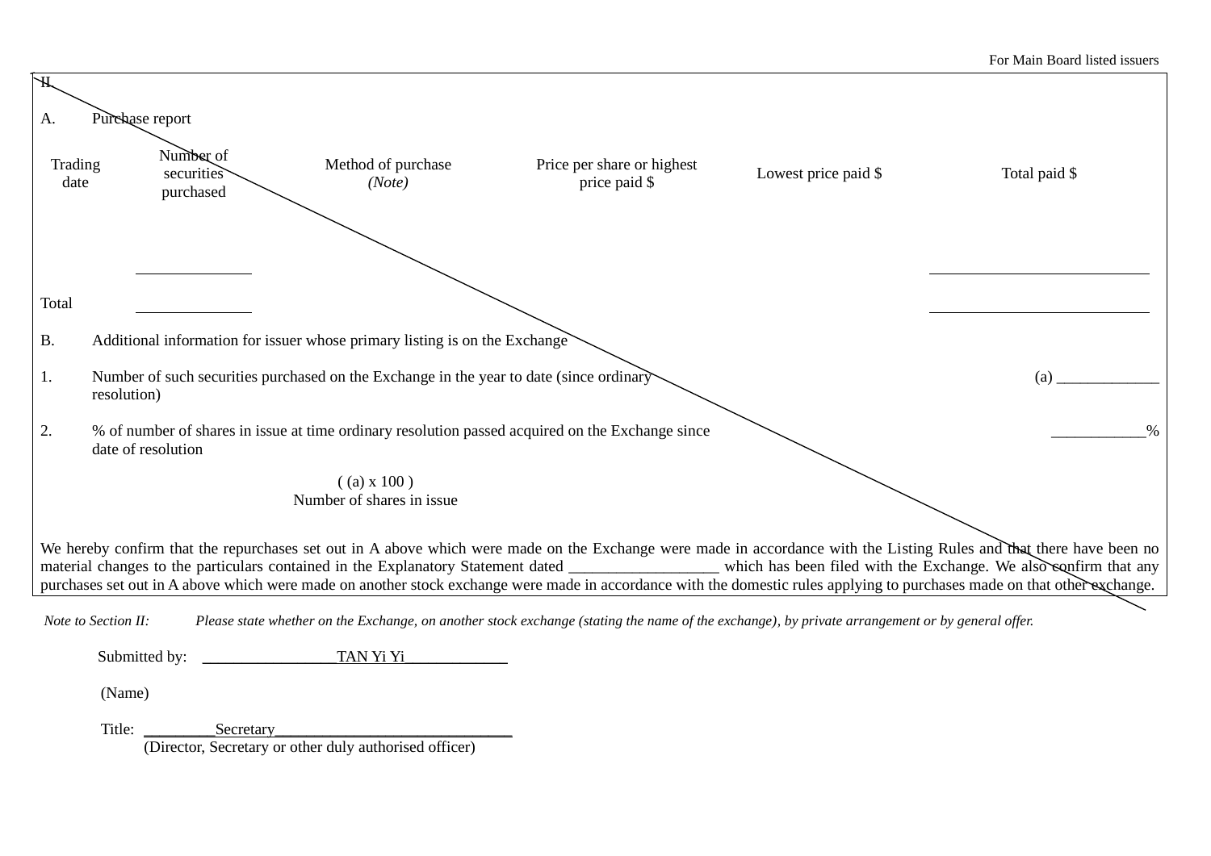For Main Board listed issuers

II.

A. Purchase report

| Trading date | Number of securities purchased | Method of purchase *(Note)* | Price per share or highest price paid $ | Lowest price paid $ | Total paid $ |
|---|---|---|---|---|---|
| | ______________ | | | | ____________________________ |
| Total | ______________ | | | | ____________________________ |

B. Additional information for issuer whose primary listing is on the Exchange

1. Number of such securities purchased on the Exchange in the year to date (since ordinary resolution) (a) _____________

2. % of number of shares in issue at time ordinary resolution passed acquired on the Exchange since date of resolution ____________%

$$\frac{(a) \times 100}{\text{Number of shares in issue}}$$

We hereby confirm that the repurchases set out in A above which were made on the Exchange were made in accordance with the Listing Rules and that there have been no material changes to the particulars contained in the Explanatory Statement dated __________________ which has been filed with the Exchange. We also confirm that any purchases set out in A above which were made on another stock exchange were made in accordance with the domestic rules applying to purchases made on that other exchange.

*Note to Section II: Please state whether on the Exchange, on another stock exchange (stating the name of the exchange), by private arrangement or by general offer.*

Submitted by: _________________TAN Yi Yi_____________

(Name)

Title: _________Secretary______________________________

(Director, Secretary or other duly authorised officer)